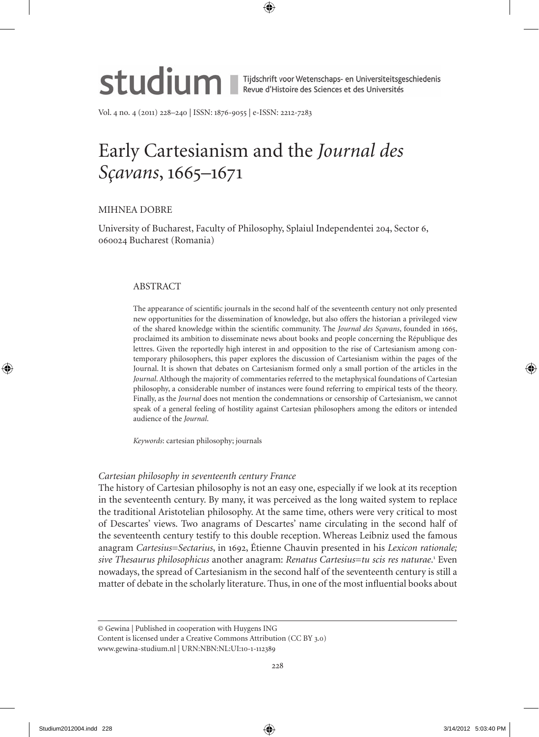# Early Cartesianism and the *Journal des Sçavans*, 1665–1671

MIHNEA DOBRE

University of Bucharest, Faculty of Philosophy, Splaiul Independentei 204, Sector 6, 060024 Bucharest (Romania)

## ABSTRACT

The appearance of scientific journals in the second half of the seventeenth century not only presented new opportunities for the dissemination of knowledge, but also offers the historian a privileged view of the shared knowledge within the scientific community. The *Journal des Sçavans*, founded in 1665, proclaimed its ambition to disseminate news about books and people concerning the République des lettres. Given the reportedly high interest in and opposition to the rise of Cartesianism among contemporary philosophers, this paper explores the discussion of Cartesianism within the pages of the Journal. It is shown that debates on Cartesianism formed only a small portion of the articles in the *Journal*. Although the majority of commentaries referred to the metaphysical foundations of Cartesian philosophy, a considerable number of instances were found referring to empirical tests of the theory. Finally, as the *Journal* does not mention the condemnations or censorship of Cartesianism, we cannot speak of a general feeling of hostility against Cartesian philosophers among the editors or intended audience of the *Journal*.

*Keywords*: cartesian philosophy; journals

### *Cartesian philosophy in seventeenth century France*

The history of Cartesian philosophy is not an easy one, especially if we look at its reception in the seventeenth century. By many, it was perceived as the long waited system to replace the traditional Aristotelian philosophy. At the same time, others were very critical to most of Descartes' views. Two anagrams of Descartes' name circulating in the second half of the seventeenth century testify to this double reception. Whereas Leibniz used the famous anagram *Cartesius=Sectarius*, in 1692, Étienne Chauvin presented in his *Lexicon rationale; sive Thesaurus philosophicus* another anagram: *Renatus Cartesius=tu scis res naturae*.[1] Even nowadays, the spread of Cartesianism in the second half of the seventeenth century is still a matter of debate in the scholarly literature. Thus, in one of the most influential books about

© Gewina | Published in cooperation with Huygens ING
Content is licensed under a Creative Commons Attribution (CC BY 3.0)
www.gewina-studium.nl | URN:NBN:NL:UI:10-1-112389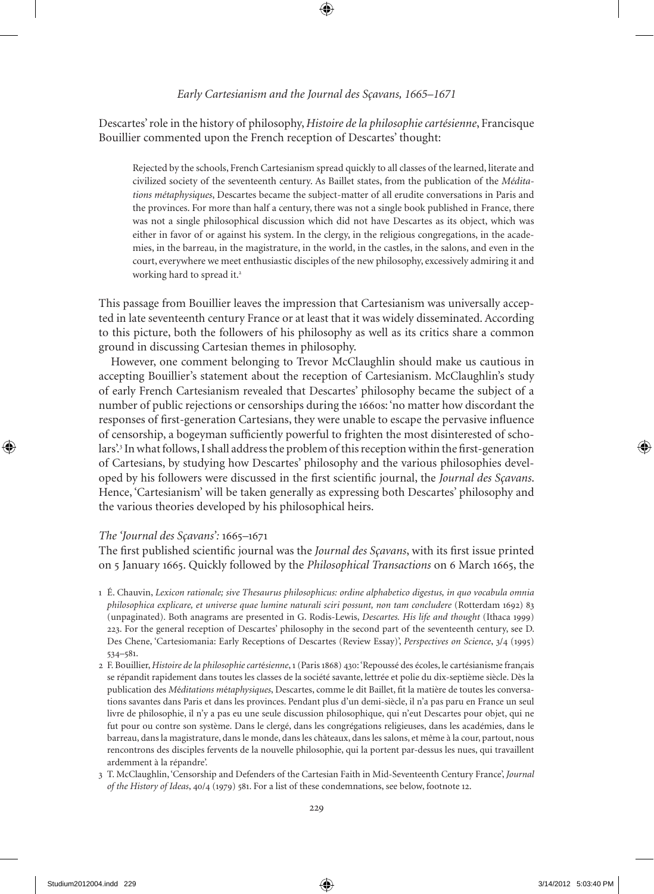Descartes' role in the history of philosophy, *Histoire de la philosophie cartésienne*, Francisque Bouillier commented upon the French reception of Descartes' thought:

> Rejected by the schools, French Cartesianism spread quickly to all classes of the learned, literate and civilized society of the seventeenth century. As Baillet states, from the publication of the *Méditations métaphysiques*, Descartes became the subject-matter of all erudite conversations in Paris and the provinces. For more than half a century, there was not a single book published in France, there was not a single philosophical discussion which did not have Descartes as its object, which was either in favor of or against his system. In the clergy, in the religious congregations, in the academies, in the barreau, in the magistrature, in the world, in the castles, in the salons, and even in the court, everywhere we meet enthusiastic disciples of the new philosophy, excessively admiring it and working hard to spread it.[2]

This passage from Bouillier leaves the impression that Cartesianism was universally accepted in late seventeenth century France or at least that it was widely disseminated. According to this picture, both the followers of his philosophy as well as its critics share a common ground in discussing Cartesian themes in philosophy.

However, one comment belonging to Trevor McClaughlin should make us cautious in accepting Bouillier's statement about the reception of Cartesianism. McClaughlin's study of early French Cartesianism revealed that Descartes' philosophy became the subject of a number of public rejections or censorships during the 1660s: 'no matter how discordant the responses of first-generation Cartesians, they were unable to escape the pervasive influence of censorship, a bogeyman sufficiently powerful to frighten the most disinterested of scholars'.[3] In what follows, I shall address the problem of this reception within the first-generation of Cartesians, by studying how Descartes' philosophy and the various philosophies developed by his followers were discussed in the first scientific journal, the *Journal des Sçavans*. Hence, 'Cartesianism' will be taken generally as expressing both Descartes' philosophy and the various theories developed by his philosophical heirs.

### *The 'Journal des Sçavans':* 1665–1671

The first published scientific journal was the *Journal des Sçavans*, with its first issue printed on 5 January 1665. Quickly followed by the *Philosophical Transactions* on 6 March 1665, the

---

1 É. Chauvin, *Lexicon rationale; sive Thesaurus philosophicus: ordine alphabetico digestus, in quo vocabula omnia philosophica explicare, et universe quae lumine naturali sciri possunt, non tam concludere* (Rotterdam 1692) 83 (unpaginated). Both anagrams are presented in G. Rodis-Lewis, *Descartes. His life and thought* (Ithaca 1999) 223. For the general reception of Descartes' philosophy in the second part of the seventeenth century, see D. Des Chene, 'Cartesiomania: Early Receptions of Descartes (Review Essay)', *Perspectives on Science*, 3/4 (1995) 534–581.

2 F. Bouillier, *Histoire de la philosophie cartésienne*, 1 (Paris 1868) 430: 'Repoussé des écoles, le cartésianisme français se répandit rapidement dans toutes les classes de la société savante, lettrée et polie du dix-septième siècle. Dès la publication des *Méditations métaphysiques*, Descartes, comme le dit Baillet, fit la matière de toutes les conversations savantes dans Paris et dans les provinces. Pendant plus d'un demi-siècle, il n'a pas paru en France un seul livre de philosophie, il n'y a pas eu une seule discussion philosophique, qui n'eut Descartes pour objet, qui ne fut pour ou contre son système. Dans le clergé, dans les congrégations religieuses, dans les académies, dans le barreau, dans la magistrature, dans le monde, dans les châteaux, dans les salons, et même à la cour, partout, nous rencontrons des disciples fervents de la nouvelle philosophie, qui la portent par-dessus les nues, qui travaillent ardemment à la répandre'.

3 T. McClaughlin, 'Censorship and Defenders of the Cartesian Faith in Mid-Seventeenth Century France', *Journal of the History of Ideas*, 40/4 (1979) 581. For a list of these condemnations, see below, footnote 12.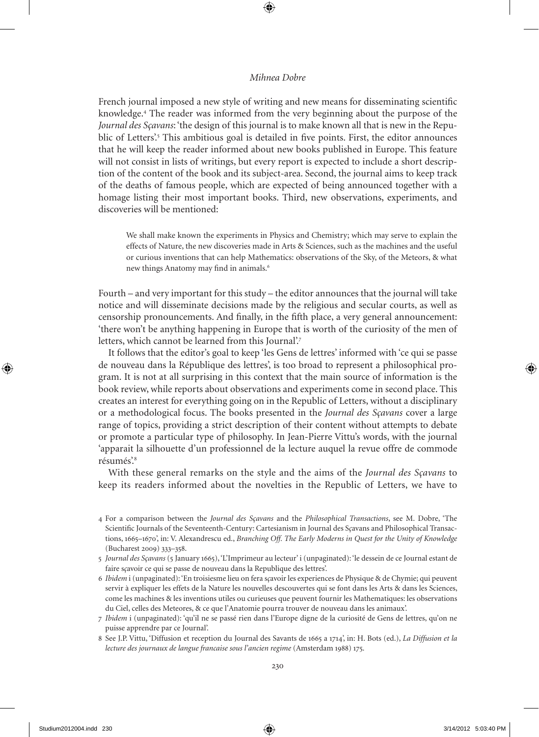French journal imposed a new style of writing and new means for disseminating scientific knowledge.[4] The reader was informed from the very beginning about the purpose of the *Journal des Sçavans*: 'the design of this journal is to make known all that is new in the Republic of Letters'.[5] This ambitious goal is detailed in five points. First, the editor announces that he will keep the reader informed about new books published in Europe. This feature will not consist in lists of writings, but every report is expected to include a short description of the content of the book and its subject-area. Second, the journal aims to keep track of the deaths of famous people, which are expected of being announced together with a homage listing their most important books. Third, new observations, experiments, and discoveries will be mentioned:

> We shall make known the experiments in Physics and Chemistry; which may serve to explain the effects of Nature, the new discoveries made in Arts & Sciences, such as the machines and the useful or curious inventions that can help Mathematics: observations of the Sky, of the Meteors, & what new things Anatomy may find in animals.[6]

Fourth – and very important for this study – the editor announces that the journal will take notice and will disseminate decisions made by the religious and secular courts, as well as censorship pronouncements. And finally, in the fifth place, a very general announcement: 'there won't be anything happening in Europe that is worth of the curiosity of the men of letters, which cannot be learned from this Journal'.[7]

It follows that the editor's goal to keep 'les Gens de lettres' informed with 'ce qui se passe de nouveau dans la République des lettres', is too broad to represent a philosophical program. It is not at all surprising in this context that the main source of information is the book review, while reports about observations and experiments come in second place. This creates an interest for everything going on in the Republic of Letters, without a disciplinary or a methodological focus. The books presented in the *Journal des Sçavans* cover a large range of topics, providing a strict description of their content without attempts to debate or promote a particular type of philosophy. In Jean-Pierre Vittu's words, with the journal 'apparait la silhouette d'un professionnel de la lecture auquel la revue offre de commode résumés'.[8]

With these general remarks on the style and the aims of the *Journal des Sçavans* to keep its readers informed about the novelties in the Republic of Letters, we have to

---

4 For a comparison between the *Journal des Sçavans* and the *Philosophical Transactions*, see M. Dobre, 'The Scientific Journals of the Seventeenth-Century: Cartesianism in Journal des Sçavans and Philosophical Transactions, 1665–1670', in: V. Alexandrescu ed., *Branching Off. The Early Moderns in Quest for the Unity of Knowledge* (Bucharest 2009) 333–358.

5 *Journal des Sçavans* (5 January 1665), 'L'Imprimeur au lecteur' i (unpaginated): 'le dessein de ce Journal estant de faire sçavoir ce qui se passe de nouveau dans la Republique des lettres'.

6 *Ibidem* i (unpaginated): 'En troisiesme lieu on fera sçavoir les experiences de Physique & de Chymie; qui peuvent servir à expliquer les effets de la Nature les nouvelles descouvertes qui se font dans les Arts & dans les Sciences, come les machines & les inventions utiles ou curieuses que peuvent fournir les Mathematiques: les observations du Ciel, celles des Meteores, & ce que l'Anatomie pourra trouver de nouveau dans les animaux'.

7 *Ibidem* i (unpaginated): 'qu'il ne se passé rien dans l'Europe digne de la curiosité de Gens de lettres, qu'on ne puisse apprendre par ce Journal'.

8 See J.P. Vittu, 'Diffusion et reception du Journal des Savants de 1665 a 1714', in: H. Bots (ed.), *La Diffusion et la lecture des journaux de langue francaise sous l'ancien regime* (Amsterdam 1988) 175.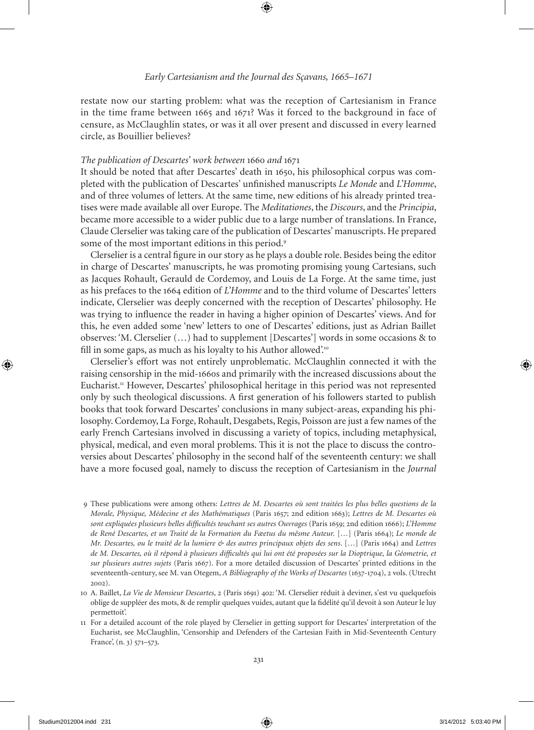restate now our starting problem: what was the reception of Cartesianism in France in the time frame between 1665 and 1671? Was it forced to the background in face of censure, as McClaughlin states, or was it all over present and discussed in every learned circle, as Bouillier believes?

*The publication of Descartes' work between* 1660 *and* 1671

It should be noted that after Descartes' death in 1650, his philosophical corpus was completed with the publication of Descartes' unfinished manuscripts *Le Monde* and *L'Homme*, and of three volumes of letters. At the same time, new editions of his already printed treatises were made available all over Europe. The *Meditationes*, the *Discours*, and the *Principia*, became more accessible to a wider public due to a large number of translations. In France, Claude Clerselier was taking care of the publication of Descartes' manuscripts. He prepared some of the most important editions in this period.[9]

Clerselier is a central figure in our story as he plays a double role. Besides being the editor in charge of Descartes' manuscripts, he was promoting promising young Cartesians, such as Jacques Rohault, Gerauld de Cordemoy, and Louis de La Forge. At the same time, just as his prefaces to the 1664 edition of *L'Homme* and to the third volume of Descartes' letters indicate, Clerselier was deeply concerned with the reception of Descartes' philosophy. He was trying to influence the reader in having a higher opinion of Descartes' views. And for this, he even added some 'new' letters to one of Descartes' editions, just as Adrian Baillet observes: 'M. Clerselier (…) had to supplement [Descartes'] words in some occasions & to fill in some gaps, as much as his loyalty to his Author allowed'.[10]

Clerselier's effort was not entirely unproblematic. McClaughlin connected it with the raising censorship in the mid-1660s and primarily with the increased discussions about the Eucharist.[11] However, Descartes' philosophical heritage in this period was not represented only by such theological discussions. A first generation of his followers started to publish books that took forward Descartes' conclusions in many subject-areas, expanding his philosophy. Cordemoy, La Forge, Rohault, Desgabets, Regis, Poisson are just a few names of the early French Cartesians involved in discussing a variety of topics, including metaphysical, physical, medical, and even moral problems. This it is not the place to discuss the controversies about Descartes' philosophy in the second half of the seventeenth century: we shall have a more focused goal, namely to discuss the reception of Cartesianism in the *Journal*

9 These publications were among others: *Lettres de M. Descartes où sont traitées les plus belles questions de la Morale, Physique, Médecine et des Mathématiques* (Paris 1657; 2nd edition 1663); *Lettres de M. Descartes où sont expliquées plusieurs belles difficultés touchant ses autres Ouvrages* (Paris 1659; 2nd edition 1666); *L'Homme de René Descartes, et un Traité de la Formation du Fœtus du mêsme Auteur.* […] (Paris 1664); *Le monde de Mr. Descartes, ou le traité de la lumiere & des autres principaux objets des sens.* […] (Paris 1664) and *Lettres de M. Descartes, où il répond à plusieurs difficultés qui lui ont été proposées sur la Dioptrique, la Géometrie, et sur plusieurs autres sujets* (Paris 1667). For a more detailed discussion of Descartes' printed editions in the seventeenth-century, see M. van Otegem, *A Bibliography of the Works of Descartes* (1637-1704), 2 vols. (Utrecht 2002).

10 A. Baillet, *La Vie de Monsieur Descartes*, 2 (Paris 1691) 402: 'M. Clerselier réduit à deviner, s'est vu quelquefois oblige de suppléer des mots, & de remplir quelques vuides, autant que la fidélité qu'il devoit à son Auteur le luy permettoit'.

11 For a detailed account of the role played by Clerselier in getting support for Descartes' interpretation of the Eucharist, see McClaughlin, 'Censorship and Defenders of the Cartesian Faith in Mid-Seventeenth Century France', (n. 3) 571–573.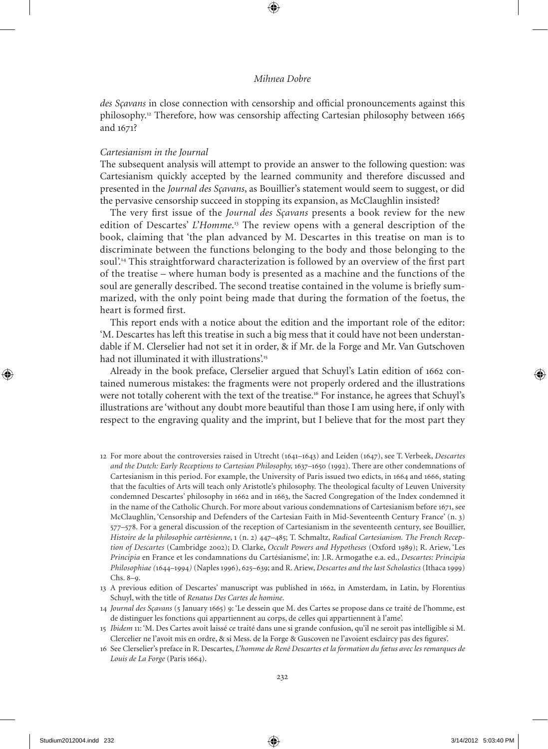*des Sçavans* in close connection with censorship and official pronouncements against this philosophy.[12] Therefore, how was censorship affecting Cartesian philosophy between 1665 and 1671?

### *Cartesianism in the Journal*

The subsequent analysis will attempt to provide an answer to the following question: was Cartesianism quickly accepted by the learned community and therefore discussed and presented in the *Journal des Sçavans*, as Bouillier's statement would seem to suggest, or did the pervasive censorship succeed in stopping its expansion, as McClaughlin insisted?

The very first issue of the *Journal des Sçavans* presents a book review for the new edition of Descartes' *L'Homme*.[13] The review opens with a general description of the book, claiming that 'the plan advanced by M. Descartes in this treatise on man is to discriminate between the functions belonging to the body and those belonging to the soul'.[14] This straightforward characterization is followed by an overview of the first part of the treatise – where human body is presented as a machine and the functions of the soul are generally described. The second treatise contained in the volume is briefly summarized, with the only point being made that during the formation of the foetus, the heart is formed first.

This report ends with a notice about the edition and the important role of the editor: 'M. Descartes has left this treatise in such a big mess that it could have not been understandable if M. Clerselier had not set it in order, & if Mr. de la Forge and Mr. Van Gutschoven had not illuminated it with illustrations'.[15]

Already in the book preface, Clerselier argued that Schuyl's Latin edition of 1662 contained numerous mistakes: the fragments were not properly ordered and the illustrations were not totally coherent with the text of the treatise.[16] For instance, he agrees that Schuyl's illustrations are 'without any doubt more beautiful than those I am using here, if only with respect to the engraving quality and the imprint, but I believe that for the most part they

---

12 For more about the controversies raised in Utrecht (1641–1643) and Leiden (1647), see T. Verbeek, *Descartes and the Dutch: Early Receptions to Cartesian Philosophy,* 1637–1650 (1992). There are other condemnations of Cartesianism in this period. For example, the University of Paris issued two edicts, in 1664 and 1666, stating that the faculties of Arts will teach only Aristotle's philosophy. The theological faculty of Leuven University condemned Descartes' philosophy in 1662 and in 1663, the Sacred Congregation of the Index condemned it in the name of the Catholic Church. For more about various condemnations of Cartesianism before 1671, see McClaughlin, 'Censorship and Defenders of the Cartesian Faith in Mid-Seventeenth Century France' (n. 3) 577–578. For a general discussion of the reception of Cartesianism in the seventeenth century, see Bouillier, *Histoire de la philosophie cartésienne*, 1 (n. 2) 447–485; T. Schmaltz, *Radical Cartesianism. The French Reception of Descartes* (Cambridge 2002); D. Clarke, *Occult Powers and Hypotheses* (Oxford 1989); R. Ariew, 'Les *Principia* en France et les condamnations du Cartésianisme', in: J.R. Armogathe e.a. ed., *Descartes: Principia Philosophiae (*1644–1994*)* (Naples 1996), 625–639; and R. Ariew, *Descartes and the last Scholastics* (Ithaca 1999) Chs. 8–9.

13 A previous edition of Descartes' manuscript was published in 1662, in Amsterdam, in Latin, by Florentius Schuyl, with the title of *Renatus Des Cartes de homine.*

14 *Journal des Sçavans* (5 January 1665) 9: 'Le dessein que M. des Cartes se propose dans ce traité de l'homme, est de distinguer les fonctions qui appartiennent au corps, de celles qui appartiennent à l'ame'.

15 *Ibidem* 11: 'M. Des Cartes avoit laissé ce traité dans une si grande confusion, qu'il ne seroit pas intelligible si M. Clercelier ne l'avoit mis en ordre, & si Mess. de la Forge & Guscoven ne l'avoient esclaircy pas des figures'.

16 See Clerselier's preface in R. Descartes, *L'homme de René Descartes et la formation du fœtus avec les remarques de Louis de La Forge* (Paris 1664).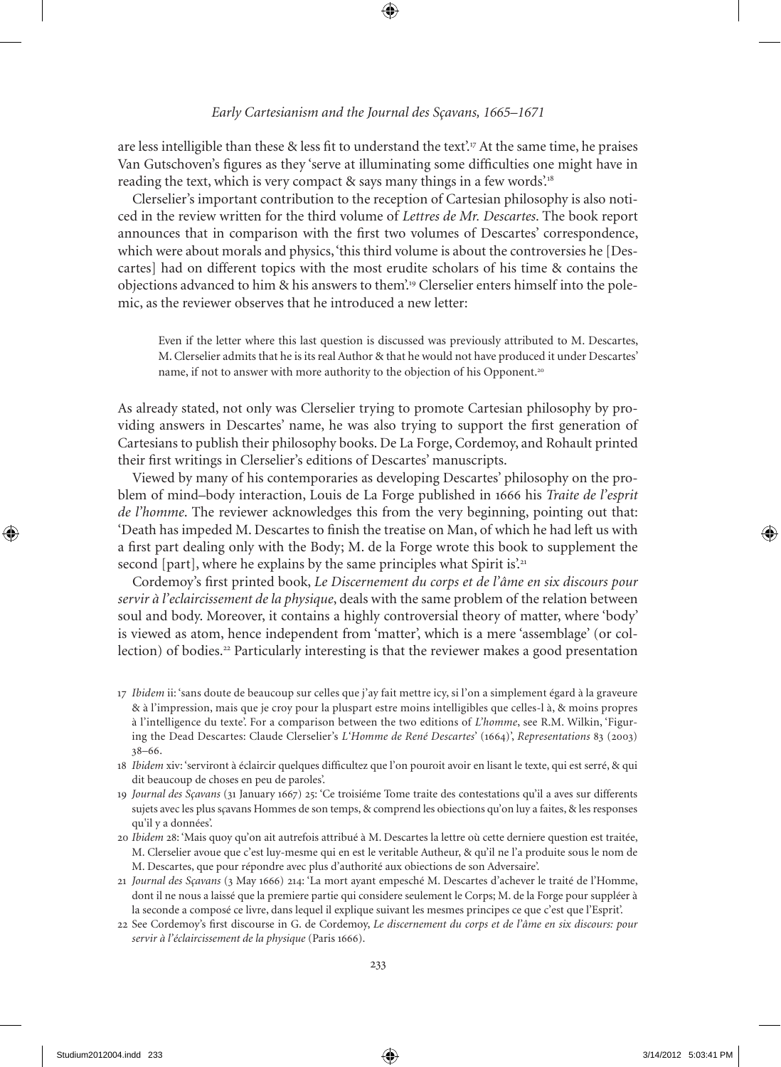are less intelligible than these & less fit to understand the text'.[17] At the same time, he praises Van Gutschoven's figures as they 'serve at illuminating some difficulties one might have in reading the text, which is very compact & says many things in a few words'.[18]

Clerselier's important contribution to the reception of Cartesian philosophy is also noticed in the review written for the third volume of *Lettres de Mr. Descartes*. The book report announces that in comparison with the first two volumes of Descartes' correspondence, which were about morals and physics, 'this third volume is about the controversies he [Descartes] had on different topics with the most erudite scholars of his time & contains the objections advanced to him & his answers to them'.[19] Clerselier enters himself into the polemic, as the reviewer observes that he introduced a new letter:

> Even if the letter where this last question is discussed was previously attributed to M. Descartes, M. Clerselier admits that he is its real Author & that he would not have produced it under Descartes' name, if not to answer with more authority to the objection of his Opponent.[20]

As already stated, not only was Clerselier trying to promote Cartesian philosophy by providing answers in Descartes' name, he was also trying to support the first generation of Cartesians to publish their philosophy books. De La Forge, Cordemoy, and Rohault printed their first writings in Clerselier's editions of Descartes' manuscripts.

Viewed by many of his contemporaries as developing Descartes' philosophy on the problem of mind–body interaction, Louis de La Forge published in 1666 his *Traite de l'esprit de l'homme*. The reviewer acknowledges this from the very beginning, pointing out that: 'Death has impeded M. Descartes to finish the treatise on Man, of which he had left us with a first part dealing only with the Body; M. de la Forge wrote this book to supplement the second [part], where he explains by the same principles what Spirit is'.[21]

Cordemoy's first printed book, *Le Discernement du corps et de l'âme en six discours pour servir à l'eclaircissement de la physique*, deals with the same problem of the relation between soul and body. Moreover, it contains a highly controversial theory of matter, where 'body' is viewed as atom, hence independent from 'matter', which is a mere 'assemblage' (or collection) of bodies.[22] Particularly interesting is that the reviewer makes a good presentation

---

17 *Ibidem* ii: 'sans doute de beaucoup sur celles que j'ay fait mettre icy, si l'on a simplement égard à la graveure & à l'impression, mais que je croy pour la pluspart estre moins intelligibles que celles-l à, & moins propres à l'intelligence du texte'. For a comparison between the two editions of *L'homme*, see R.M. Wilkin, 'Figuring the Dead Descartes: Claude Clerselier's *L'Homme de René Descartes*' (1664)', *Representations* 83 (2003) 38–66.

18 *Ibidem* xiv: 'serviront à éclaircir quelques difficultez que l'on pouroit avoir en lisant le texte, qui est serré, & qui dit beaucoup de choses en peu de paroles'.

19 *Journal des Sçavans* (31 January 1667) 25: 'Ce troisiéme Tome traite des contestations qu'il a aves sur differents sujets avec les plus sçavans Hommes de son temps, & comprend les obiections qu'on luy a faites, & les responses qu'il y a données'.

20 *Ibidem* 28: 'Mais quoy qu'on ait autrefois attribué à M. Descartes la lettre où cette derniere question est traitée, M. Clerselier avoue que c'est luy-mesme qui en est le veritable Autheur, & qu'il ne l'a produite sous le nom de M. Descartes, que pour répondre avec plus d'authorité aux obiections de son Adversaire'.

21 *Journal des Sçavans* (3 May 1666) 214: 'La mort ayant empesché M. Descartes d'achever le traité de l'Homme, dont il ne nous a laissé que la premiere partie qui considere seulement le Corps; M. de la Forge pour suppléer à la seconde a composé ce livre, dans lequel il explique suivant les mesmes principes ce que c'est que l'Esprit'.

22 See Cordemoy's first discourse in G. de Cordemoy, *Le discernement du corps et de l'âme en six discours: pour servir à l'éclaircissement de la physique* (Paris 1666).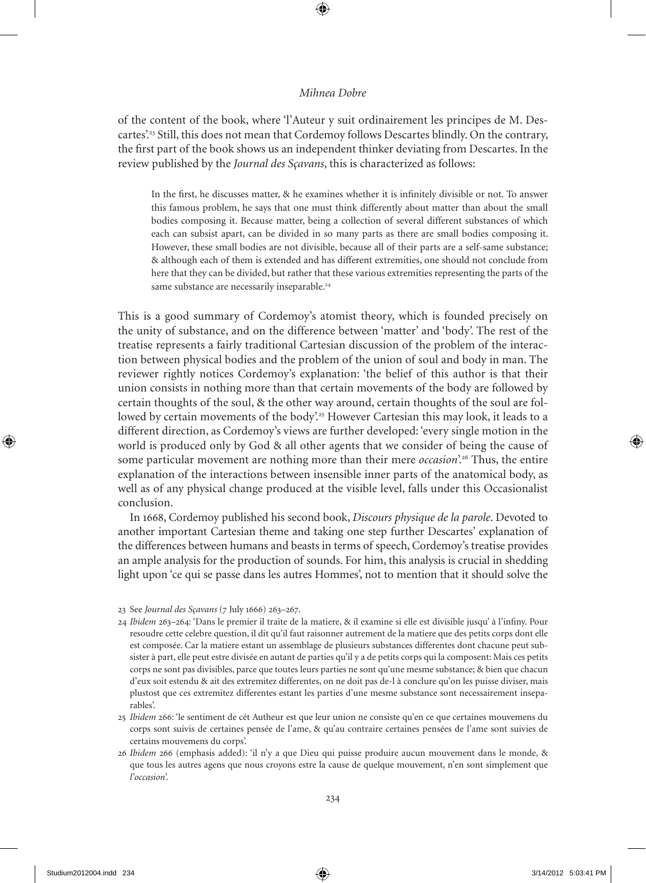of the content of the book, where 'l'Auteur y suit ordinairement les principes de M. Descartes'.[23] Still, this does not mean that Cordemoy follows Descartes blindly. On the contrary, the first part of the book shows us an independent thinker deviating from Descartes. In the review published by the *Journal des Sçavans*, this is characterized as follows:

> In the first, he discusses matter, & he examines whether it is infinitely divisible or not. To answer this famous problem, he says that one must think differently about matter than about the small bodies composing it. Because matter, being a collection of several different substances of which each can subsist apart, can be divided in so many parts as there are small bodies composing it. However, these small bodies are not divisible, because all of their parts are a self-same substance; & although each of them is extended and has different extremities, one should not conclude from here that they can be divided, but rather that these various extremities representing the parts of the same substance are necessarily inseparable.[24]

This is a good summary of Cordemoy's atomist theory, which is founded precisely on the unity of substance, and on the difference between 'matter' and 'body'. The rest of the treatise represents a fairly traditional Cartesian discussion of the problem of the interaction between physical bodies and the problem of the union of soul and body in man. The reviewer rightly notices Cordemoy's explanation: 'the belief of this author is that their union consists in nothing more than that certain movements of the body are followed by certain thoughts of the soul, & the other way around, certain thoughts of the soul are followed by certain movements of the body'.[25] However Cartesian this may look, it leads to a different direction, as Cordemoy's views are further developed: 'every single motion in the world is produced only by God & all other agents that we consider of being the cause of some particular movement are nothing more than their mere *occasion*'.[26] Thus, the entire explanation of the interactions between insensible inner parts of the anatomical body, as well as of any physical change produced at the visible level, falls under this Occasionalist conclusion.

In 1668, Cordemoy published his second book, *Discours physique de la parole*. Devoted to another important Cartesian theme and taking one step further Descartes' explanation of the differences between humans and beasts in terms of speech, Cordemoy's treatise provides an ample analysis for the production of sounds. For him, this analysis is crucial in shedding light upon 'ce qui se passe dans les autres Hommes', not to mention that it should solve the

---

23 See *Journal des Sçavans* (7 July 1666) 263–267.

24 *Ibidem* 263–264: 'Dans le premier il traite de la matiere, & il examine si elle est divisible jusqu' à l'infiny. Pour resoudre cette celebre question, il dit qu'il faut raisonner autrement de la matiere que des petits corps dont elle est composée. Car la matiere estant un assemblage de plusieurs substances differentes dont chacune peut subsister à part, elle peut estre divisée en autant de parties qu'il y a de petits corps qui la composent: Mais ces petits corps ne sont pas divisibles, parce que toutes leurs parties ne sont qu'une mesme substance; & bien que chacun d'eux soit estendu & ait des extremitez differentes, on ne doit pas de-l à conclure qu'on les puisse diviser, mais plustost que ces extremitez differentes estant les parties d'une mesme substance sont necessairement inseparables'.

25 *Ibidem* 266: 'le sentiment de cét Autheur est que leur union ne consiste qu'en ce que certaines mouvemens du corps sont suivis de certaines pensée de l'ame, & qu'au contraire certaines pensées de l'ame sont suivies de certains mouvemens du corps'.

26 *Ibidem* 266 (emphasis added): 'il n'y a que Dieu qui puisse produire aucun mouvement dans le monde, & que tous les autres agens que nous croyons estre la cause de quelque mouvement, n'en sont simplement que *l'occasion*'.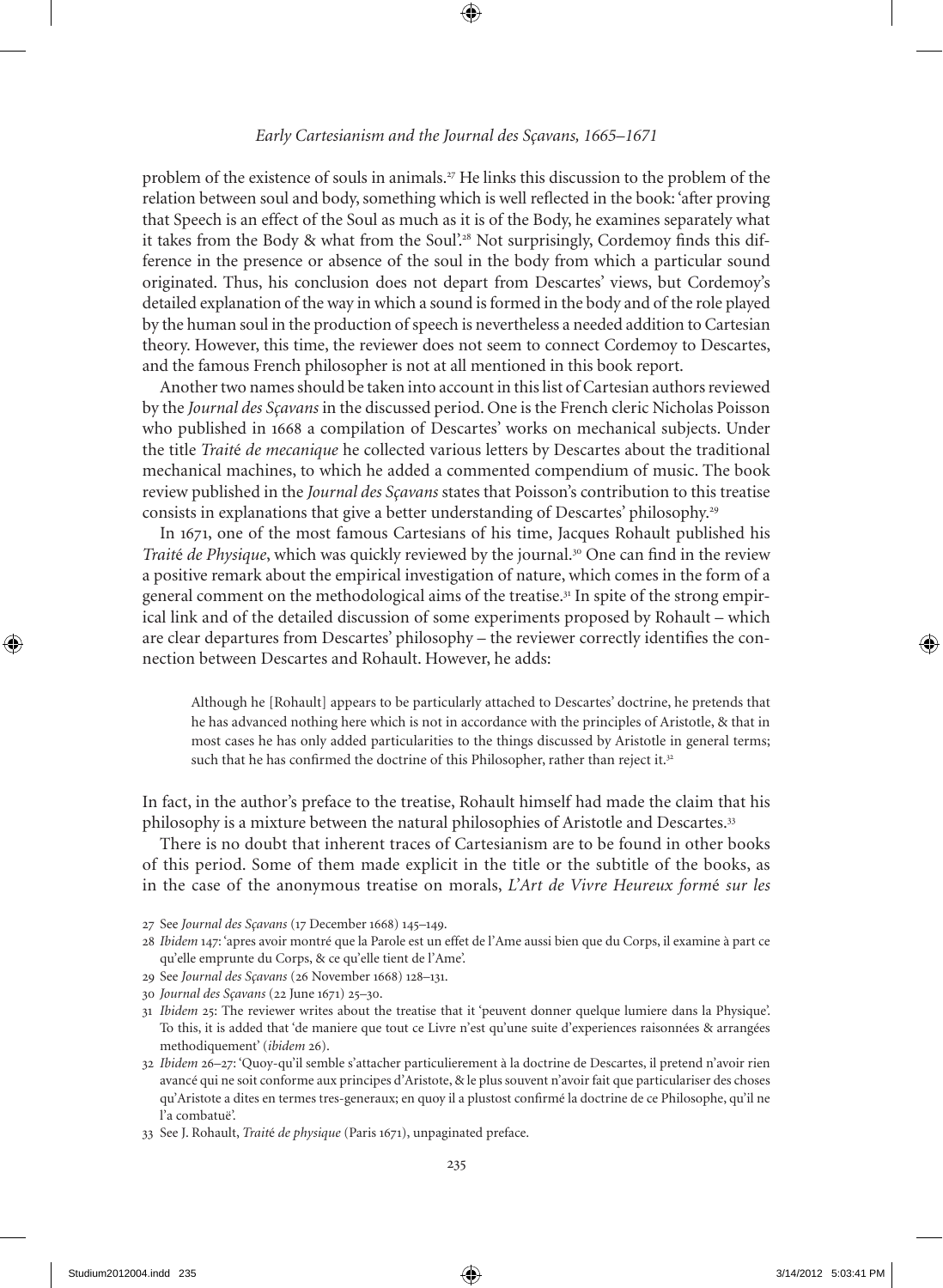problem of the existence of souls in animals.[27] He links this discussion to the problem of the relation between soul and body, something which is well reflected in the book: 'after proving that Speech is an effect of the Soul as much as it is of the Body, he examines separately what it takes from the Body & what from the Soul'.[28] Not surprisingly, Cordemoy finds this difference in the presence or absence of the soul in the body from which a particular sound originated. Thus, his conclusion does not depart from Descartes' views, but Cordemoy's detailed explanation of the way in which a sound is formed in the body and of the role played by the human soul in the production of speech is nevertheless a needed addition to Cartesian theory. However, this time, the reviewer does not seem to connect Cordemoy to Descartes, and the famous French philosopher is not at all mentioned in this book report.

Another two names should be taken into account in this list of Cartesian authors reviewed by the *Journal des Sçavans* in the discussed period. One is the French cleric Nicholas Poisson who published in 1668 a compilation of Descartes' works on mechanical subjects. Under the title *Traité de mecanique* he collected various letters by Descartes about the traditional mechanical machines, to which he added a commented compendium of music. The book review published in the *Journal des Sçavans* states that Poisson's contribution to this treatise consists in explanations that give a better understanding of Descartes' philosophy.[29]

In 1671, one of the most famous Cartesians of his time, Jacques Rohault published his *Traité de Physique*, which was quickly reviewed by the journal.[30] One can find in the review a positive remark about the empirical investigation of nature, which comes in the form of a general comment on the methodological aims of the treatise.[31] In spite of the strong empirical link and of the detailed discussion of some experiments proposed by Rohault – which are clear departures from Descartes' philosophy – the reviewer correctly identifies the connection between Descartes and Rohault. However, he adds:

> Although he [Rohault] appears to be particularly attached to Descartes' doctrine, he pretends that he has advanced nothing here which is not in accordance with the principles of Aristotle, & that in most cases he has only added particularities to the things discussed by Aristotle in general terms; such that he has confirmed the doctrine of this Philosopher, rather than reject it.[32]

In fact, in the author's preface to the treatise, Rohault himself had made the claim that his philosophy is a mixture between the natural philosophies of Aristotle and Descartes.[33]

There is no doubt that inherent traces of Cartesianism are to be found in other books of this period. Some of them made explicit in the title or the subtitle of the books, as in the case of the anonymous treatise on morals, *L'Art de Vivre Heureux formé sur les*

---

27 See *Journal des Sçavans* (17 December 1668) 145–149.

28 *Ibidem* 147: 'apres avoir montré que la Parole est un effet de l'Ame aussi bien que du Corps, il examine à part ce qu'elle emprunte du Corps, & ce qu'elle tient de l'Ame'.

29 See *Journal des Sçavans* (26 November 1668) 128–131.

30 *Journal des Sçavans* (22 June 1671) 25–30.

31 *Ibidem* 25: The reviewer writes about the treatise that it 'peuvent donner quelque lumiere dans la Physique'. To this, it is added that 'de maniere que tout ce Livre n'est qu'une suite d'experiences raisonnées & arrangées methodiquement' (*ibidem* 26).

32 *Ibidem* 26–27: 'Quoy-qu'il semble s'attacher particulierement à la doctrine de Descartes, il pretend n'avoir rien avancé qui ne soit conforme aux principes d'Aristote, & le plus souvent n'avoir fait que particulariser des choses qu'Aristote a dites en termes tres-generaux; en quoy il a plustost confirmé la doctrine de ce Philosophe, qu'il ne l'a combatuë'.

33 See J. Rohault, *Traité de physique* (Paris 1671), unpaginated preface.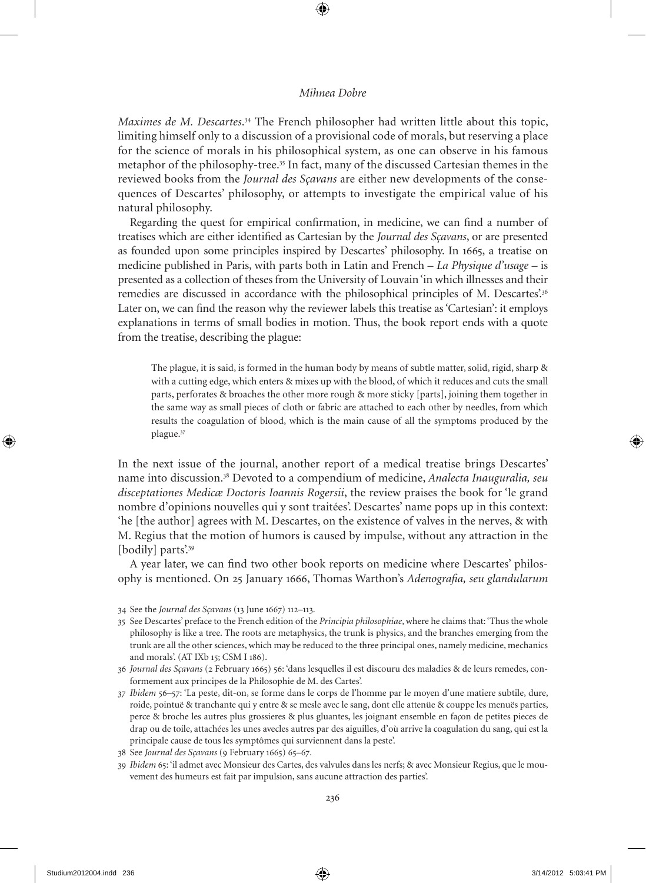*Maximes de M. Descartes*.[34] The French philosopher had written little about this topic, limiting himself only to a discussion of a provisional code of morals, but reserving a place for the science of morals in his philosophical system, as one can observe in his famous metaphor of the philosophy-tree.[35] In fact, many of the discussed Cartesian themes in the reviewed books from the *Journal des Sçavans* are either new developments of the consequences of Descartes' philosophy, or attempts to investigate the empirical value of his natural philosophy.

Regarding the quest for empirical confirmation, in medicine, we can find a number of treatises which are either identified as Cartesian by the *Journal des Sçavans*, or are presented as founded upon some principles inspired by Descartes' philosophy. In 1665, a treatise on medicine published in Paris, with parts both in Latin and French – *La Physique d'usage* – is presented as a collection of theses from the University of Louvain 'in which illnesses and their remedies are discussed in accordance with the philosophical principles of M. Descartes'.[36] Later on, we can find the reason why the reviewer labels this treatise as 'Cartesian': it employs explanations in terms of small bodies in motion. Thus, the book report ends with a quote from the treatise, describing the plague:

> The plague, it is said, is formed in the human body by means of subtle matter, solid, rigid, sharp & with a cutting edge, which enters & mixes up with the blood, of which it reduces and cuts the small parts, perforates & broaches the other more rough & more sticky [parts], joining them together in the same way as small pieces of cloth or fabric are attached to each other by needles, from which results the coagulation of blood, which is the main cause of all the symptoms produced by the plague.[37]

In the next issue of the journal, another report of a medical treatise brings Descartes' name into discussion.[38] Devoted to a compendium of medicine, *Analecta Inauguralia, seu disceptationes Medicæ Doctoris Ioannis Rogersii*, the review praises the book for 'le grand nombre d'opinions nouvelles qui y sont traitées'. Descartes' name pops up in this context: 'he [the author] agrees with M. Descartes, on the existence of valves in the nerves, & with M. Regius that the motion of humors is caused by impulse, without any attraction in the [bodily] parts'.[39]

A year later, we can find two other book reports on medicine where Descartes' philosophy is mentioned. On 25 January 1666, Thomas Warthon's *Adenografia, seu glandularum*

---

34 See the *Journal des Sçavans* (13 June 1667) 112–113.

35 See Descartes' preface to the French edition of the *Principia philosophiae*, where he claims that: 'Thus the whole philosophy is like a tree. The roots are metaphysics, the trunk is physics, and the branches emerging from the trunk are all the other sciences, which may be reduced to the three principal ones, namely medicine, mechanics and morals'. (AT IXb 15; CSM I 186).

36 *Journal des Sçavans* (2 February 1665) 56: 'dans lesquelles il est discouru des maladies & de leurs remedes, conformement aux principes de la Philosophie de M. des Cartes'.

37 *Ibidem* 56–57: 'La peste, dit-on, se forme dans le corps de l'homme par le moyen d'une matiere subtile, dure, roide, pointuë & tranchante qui y entre & se mesle avec le sang, dont elle attenüe & couppe les menuës parties, perce & broche les autres plus grossieres & plus gluantes, les joignant ensemble en façon de petites pieces de drap ou de toile, attachées les unes avecles autres par des aiguilles, d'où arrive la coagulation du sang, qui est la principale cause de tous les symptômes qui surviennent dans la peste'.

38 See *Journal des Sçavans* (9 February 1665) 65–67.

39 *Ibidem* 65: 'il admet avec Monsieur des Cartes, des valvules dans les nerfs; & avec Monsieur Regius, que le mouvement des humeurs est fait par impulsion, sans aucune attraction des parties'.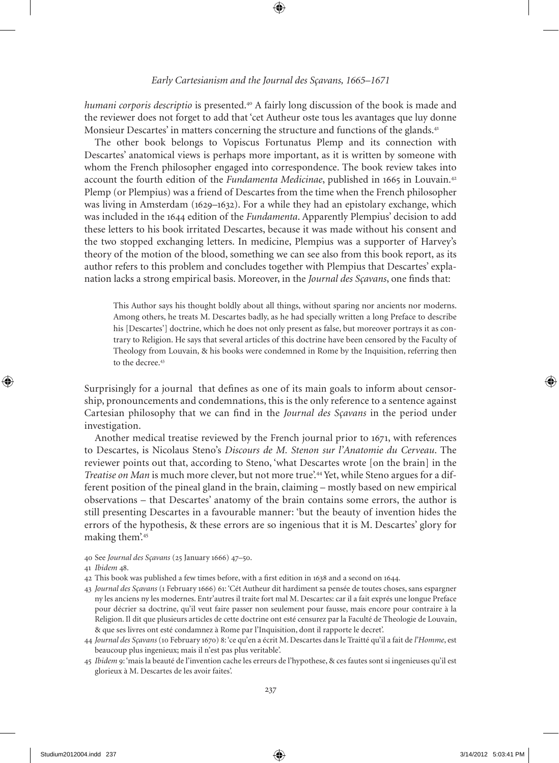*humani corporis descriptio* is presented.[40] A fairly long discussion of the book is made and the reviewer does not forget to add that 'cet Autheur oste tous les avantages que luy donne Monsieur Descartes' in matters concerning the structure and functions of the glands.[41]

The other book belongs to Vopiscus Fortunatus Plemp and its connection with Descartes' anatomical views is perhaps more important, as it is written by someone with whom the French philosopher engaged into correspondence. The book review takes into account the fourth edition of the *Fundamenta Medicinae*, published in 1665 in Louvain.[42] Plemp (or Plempius) was a friend of Descartes from the time when the French philosopher was living in Amsterdam (1629–1632). For a while they had an epistolary exchange, which was included in the 1644 edition of the *Fundamenta*. Apparently Plempius' decision to add these letters to his book irritated Descartes, because it was made without his consent and the two stopped exchanging letters. In medicine, Plempius was a supporter of Harvey's theory of the motion of the blood, something we can see also from this book report, as its author refers to this problem and concludes together with Plempius that Descartes' explanation lacks a strong empirical basis. Moreover, in the *Journal des Sçavans*, one finds that:

> This Author says his thought boldly about all things, without sparing nor ancients nor moderns. Among others, he treats M. Descartes badly, as he had specially written a long Preface to describe his [Descartes'] doctrine, which he does not only present as false, but moreover portrays it as contrary to Religion. He says that several articles of this doctrine have been censored by the Faculty of Theology from Louvain, & his books were condemned in Rome by the Inquisition, referring then to the decree.[43]

Surprisingly for a journal that defines as one of its main goals to inform about censorship, pronouncements and condemnations, this is the only reference to a sentence against Cartesian philosophy that we can find in the *Journal des Sçavans* in the period under investigation.

Another medical treatise reviewed by the French journal prior to 1671, with references to Descartes, is Nicolaus Steno's *Discours de M. Stenon sur l'Anatomie du Cerveau*. The reviewer points out that, according to Steno, 'what Descartes wrote [on the brain] in the *Treatise on Man* is much more clever, but not more true'.[44] Yet, while Steno argues for a different position of the pineal gland in the brain, claiming – mostly based on new empirical observations – that Descartes' anatomy of the brain contains some errors, the author is still presenting Descartes in a favourable manner: 'but the beauty of invention hides the errors of the hypothesis, & these errors are so ingenious that it is M. Descartes' glory for making them'.[45]

---

40 See *Journal des Sçavans* (25 January 1666) 47–50.

41 *Ibidem* 48.

42 This book was published a few times before, with a first edition in 1638 and a second on 1644.

43 *Journal des Sçavans* (1 February 1666) 61: 'Cét Autheur dit hardiment sa pensée de toutes choses, sans espargner ny les anciens ny les modernes. Entr'autres il traite fort mal M. Descartes: car il a fait exprés une longue Preface pour décrier sa doctrine, qu'il veut faire passer non seulement pour fausse, mais encore pour contraire à la Religion. Il dit que plusieurs articles de cette doctrine ont esté censurez par la Faculté de Theologie de Louvain, & que ses livres ont esté condamnez à Rome par l'Inquisition, dont il rapporte le decret'.

44 *Journal des Sçavans* (10 February 1670) 8: 'ce qu'en a écrit M. Descartes dans le Traitté qu'il a fait de *l'Homme*, est beaucoup plus ingenieux; mais il n'est pas plus veritable'.

45 *Ibidem* 9: 'mais la beauté de l'invention cache les erreurs de l'hypothese, & ces fautes sont si ingenieuses qu'il est glorieux à M. Descartes de les avoir faites'.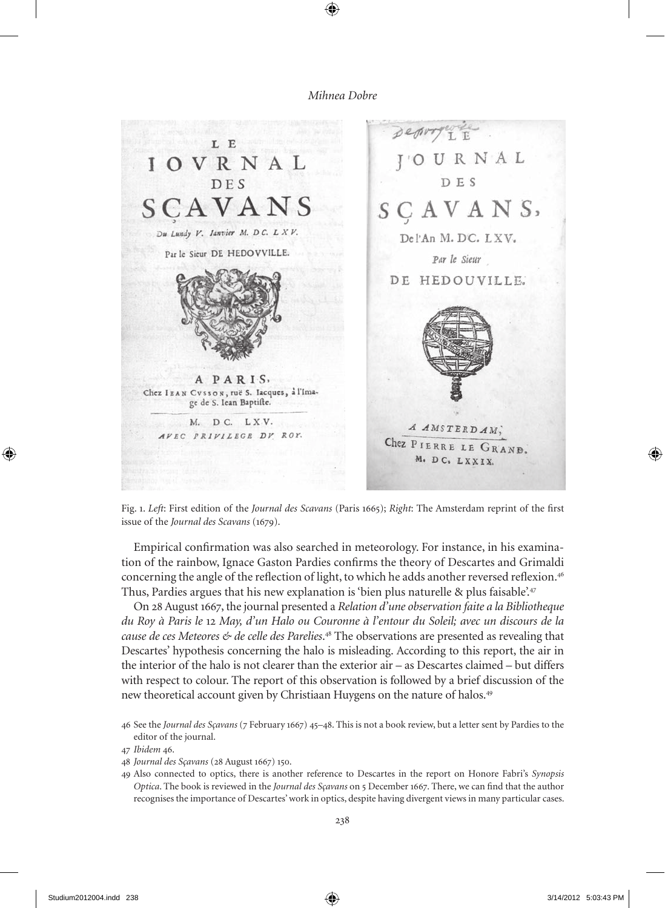Fig. 1. *Left*: First edition of the *Journal des Scavans* (Paris 1665); *Right*: The Amsterdam reprint of the first issue of the *Journal des Scavans* (1679).

Empirical confirmation was also searched in meteorology. For instance, in his examination of the rainbow, Ignace Gaston Pardies confirms the theory of Descartes and Grimaldi concerning the angle of the reflection of light, to which he adds another reversed reflexion.[46] Thus, Pardies argues that his new explanation is 'bien plus naturelle & plus faisable'.[47]

On 28 August 1667, the journal presented a *Relation d'une observation faite a la Bibliotheque du Roy à Paris le* 12 *May, d'un Halo ou Couronne à l'entour du Soleil; avec un discours de la cause de ces Meteores & de celle des Parelies*.[48] The observations are presented as revealing that Descartes' hypothesis concerning the halo is misleading. According to this report, the air in the interior of the halo is not clearer than the exterior air – as Descartes claimed – but differs with respect to colour. The report of this observation is followed by a brief discussion of the new theoretical account given by Christiaan Huygens on the nature of halos.[49]

46 See the *Journal des Sçavans* (7 February 1667) 45–48. This is not a book review, but a letter sent by Pardies to the editor of the journal.

47 *Ibidem* 46.

48 *Journal des Sçavans* (28 August 1667) 150.

49 Also connected to optics, there is another reference to Descartes in the report on Honore Fabri's *Synopsis Optica*. The book is reviewed in the *Journal des Sçavans* on 5 December 1667. There, we can find that the author recognises the importance of Descartes' work in optics, despite having divergent views in many particular cases.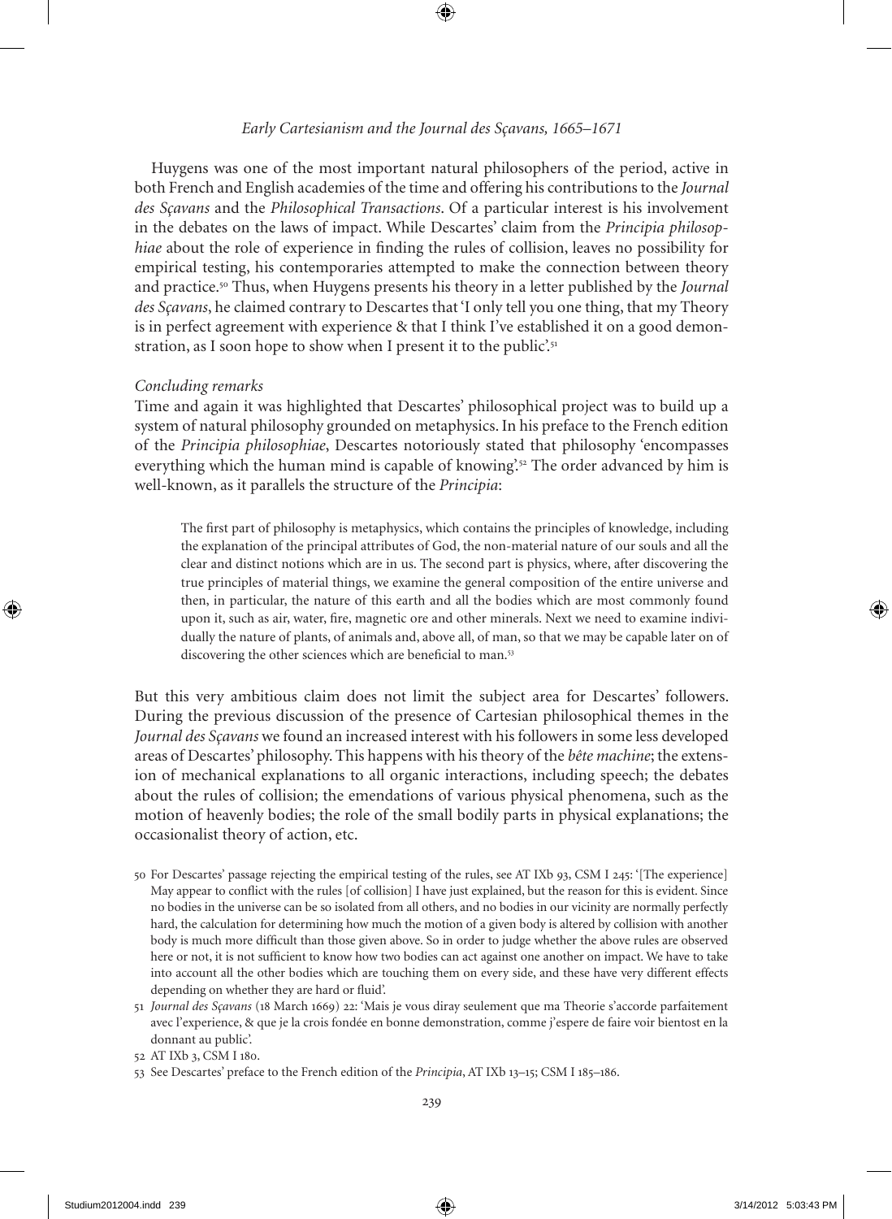Huygens was one of the most important natural philosophers of the period, active in both French and English academies of the time and offering his contributions to the *Journal des Sçavans* and the *Philosophical Transactions*. Of a particular interest is his involvement in the debates on the laws of impact. While Descartes' claim from the *Principia philosophiae* about the role of experience in finding the rules of collision, leaves no possibility for empirical testing, his contemporaries attempted to make the connection between theory and practice.[50] Thus, when Huygens presents his theory in a letter published by the *Journal des Sçavans*, he claimed contrary to Descartes that 'I only tell you one thing, that my Theory is in perfect agreement with experience & that I think I've established it on a good demonstration, as I soon hope to show when I present it to the public'.[51]

### *Concluding remarks*

Time and again it was highlighted that Descartes' philosophical project was to build up a system of natural philosophy grounded on metaphysics. In his preface to the French edition of the *Principia philosophiae*, Descartes notoriously stated that philosophy 'encompasses everything which the human mind is capable of knowing'.[52] The order advanced by him is well-known, as it parallels the structure of the *Principia*:

> The first part of philosophy is metaphysics, which contains the principles of knowledge, including the explanation of the principal attributes of God, the non-material nature of our souls and all the clear and distinct notions which are in us. The second part is physics, where, after discovering the true principles of material things, we examine the general composition of the entire universe and then, in particular, the nature of this earth and all the bodies which are most commonly found upon it, such as air, water, fire, magnetic ore and other minerals. Next we need to examine individually the nature of plants, of animals and, above all, of man, so that we may be capable later on of discovering the other sciences which are beneficial to man.[53]

But this very ambitious claim does not limit the subject area for Descartes' followers. During the previous discussion of the presence of Cartesian philosophical themes in the *Journal des Sçavans* we found an increased interest with his followers in some less developed areas of Descartes' philosophy. This happens with his theory of the *bête machine*; the extension of mechanical explanations to all organic interactions, including speech; the debates about the rules of collision; the emendations of various physical phenomena, such as the motion of heavenly bodies; the role of the small bodily parts in physical explanations; the occasionalist theory of action, etc.

---

50 For Descartes' passage rejecting the empirical testing of the rules, see AT IXb 93, CSM I 245: '[The experience] May appear to conflict with the rules [of collision] I have just explained, but the reason for this is evident. Since no bodies in the universe can be so isolated from all others, and no bodies in our vicinity are normally perfectly hard, the calculation for determining how much the motion of a given body is altered by collision with another body is much more difficult than those given above. So in order to judge whether the above rules are observed here or not, it is not sufficient to know how two bodies can act against one another on impact. We have to take into account all the other bodies which are touching them on every side, and these have very different effects depending on whether they are hard or fluid'.

51 *Journal des Sçavans* (18 March 1669) 22: 'Mais je vous diray seulement que ma Theorie s'accorde parfaitement avec l'experience, & que je la crois fondée en bonne demonstration, comme j'espere de faire voir bientost en la donnant au public'.

52 AT IXb 3, CSM I 180.

53 See Descartes' preface to the French edition of the *Principia*, AT IXb 13–15; CSM I 185–186.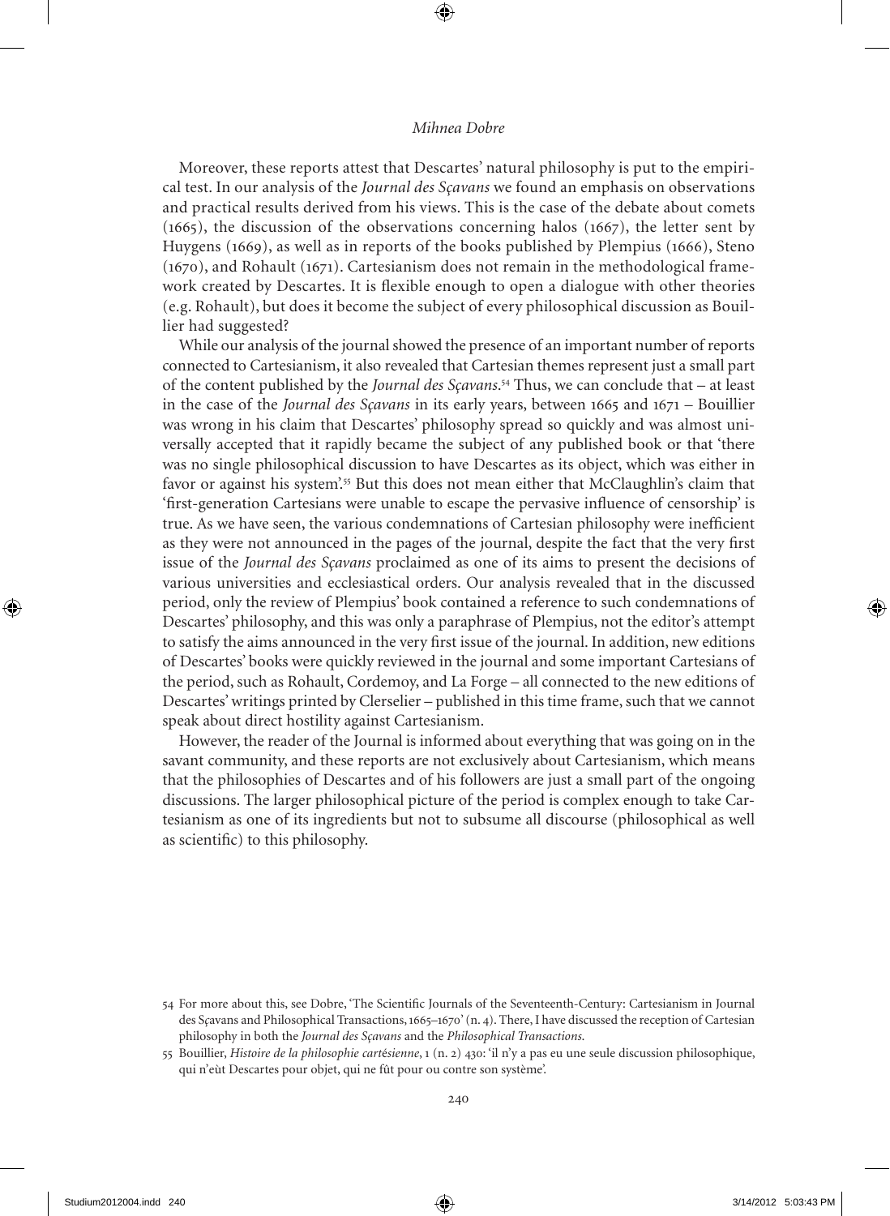Moreover, these reports attest that Descartes' natural philosophy is put to the empirical test. In our analysis of the *Journal des Sçavans* we found an emphasis on observations and practical results derived from his views. This is the case of the debate about comets (1665), the discussion of the observations concerning halos (1667), the letter sent by Huygens (1669), as well as in reports of the books published by Plempius (1666), Steno (1670), and Rohault (1671). Cartesianism does not remain in the methodological framework created by Descartes. It is flexible enough to open a dialogue with other theories (e.g. Rohault), but does it become the subject of every philosophical discussion as Bouillier had suggested?

While our analysis of the journal showed the presence of an important number of reports connected to Cartesianism, it also revealed that Cartesian themes represent just a small part of the content published by the *Journal des Sçavans*.[54] Thus, we can conclude that – at least in the case of the *Journal des Sçavans* in its early years, between 1665 and 1671 – Bouillier was wrong in his claim that Descartes' philosophy spread so quickly and was almost universally accepted that it rapidly became the subject of any published book or that 'there was no single philosophical discussion to have Descartes as its object, which was either in favor or against his system'.[55] But this does not mean either that McClaughlin's claim that 'first-generation Cartesians were unable to escape the pervasive influence of censorship' is true. As we have seen, the various condemnations of Cartesian philosophy were inefficient as they were not announced in the pages of the journal, despite the fact that the very first issue of the *Journal des Sçavans* proclaimed as one of its aims to present the decisions of various universities and ecclesiastical orders. Our analysis revealed that in the discussed period, only the review of Plempius' book contained a reference to such condemnations of Descartes' philosophy, and this was only a paraphrase of Plempius, not the editor's attempt to satisfy the aims announced in the very first issue of the journal. In addition, new editions of Descartes' books were quickly reviewed in the journal and some important Cartesians of the period, such as Rohault, Cordemoy, and La Forge – all connected to the new editions of Descartes' writings printed by Clerselier – published in this time frame, such that we cannot speak about direct hostility against Cartesianism.

However, the reader of the Journal is informed about everything that was going on in the savant community, and these reports are not exclusively about Cartesianism, which means that the philosophies of Descartes and of his followers are just a small part of the ongoing discussions. The larger philosophical picture of the period is complex enough to take Cartesianism as one of its ingredients but not to subsume all discourse (philosophical as well as scientific) to this philosophy.

---

54 For more about this, see Dobre, 'The Scientific Journals of the Seventeenth-Century: Cartesianism in Journal des Sçavans and Philosophical Transactions, 1665–1670' (n. 4). There, I have discussed the reception of Cartesian philosophy in both the *Journal des Sçavans* and the *Philosophical Transactions*.

55 Bouillier, *Histoire de la philosophie cartésienne*, 1 (n. 2) 430: 'il n'y a pas eu une seule discussion philosophique, qui n'eùt Descartes pour objet, qui ne fût pour ou contre son système'.